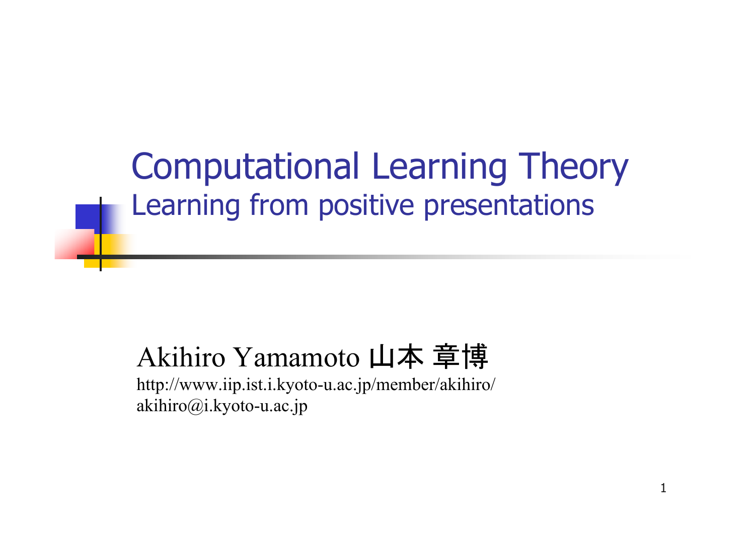# Computational Learning Theory

## Learning from positive presentations

Akihiro Yamamoto 山本 章博

http://www.iip.ist.i.kyoto-u.ac.jp/member/akihiro/

akihiro@i.kyoto-u.ac.jp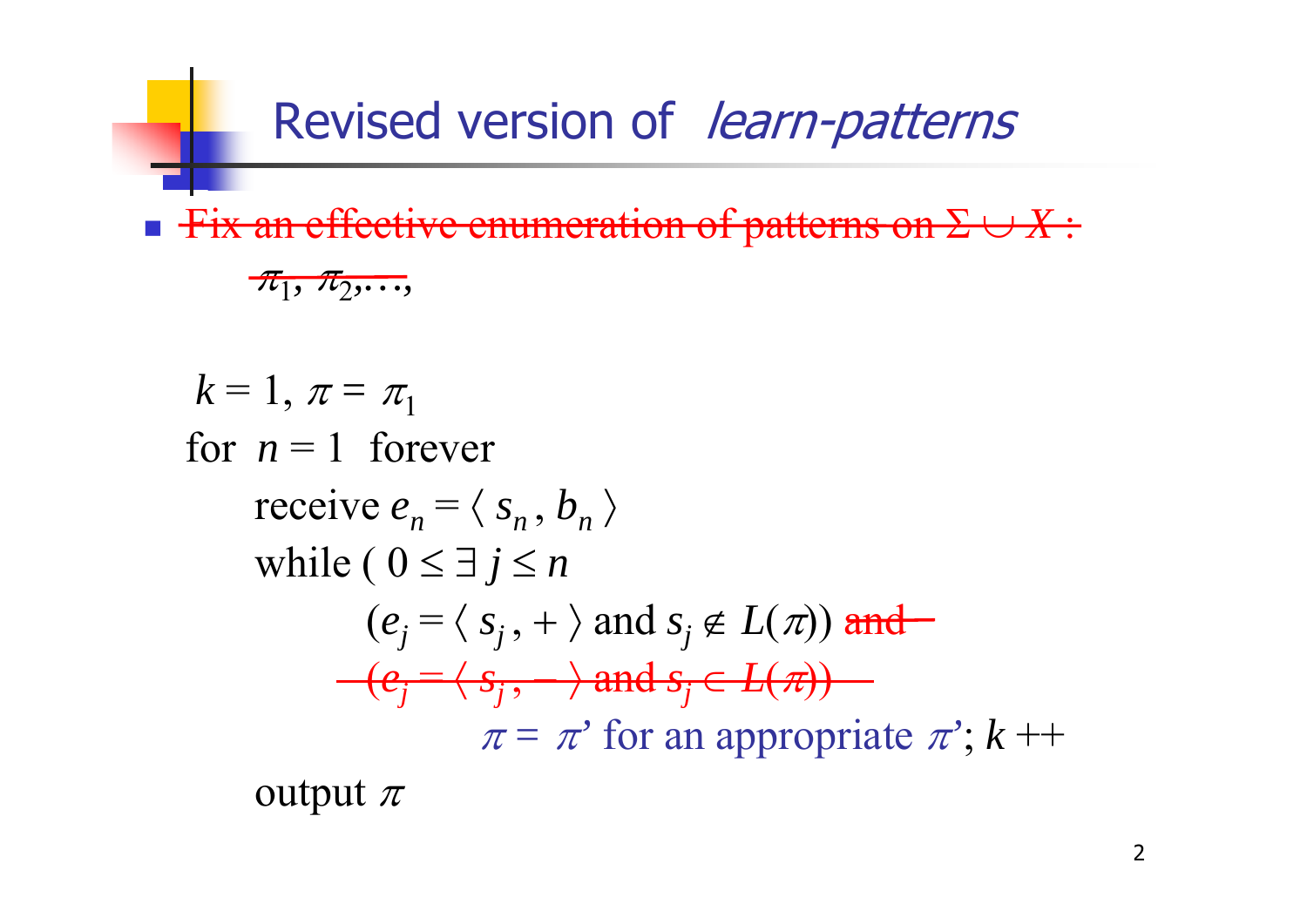# Revised version of *learn-patterns*

- ~~Fix an effective enumeration of patterns on $\Sigma \cup X$ :~~

  ~~$\pi_1, \pi_2, \ldots,$~~

$k = 1$, $\pi = \pi_1$

for $n = 1$ forever

  receive $e_n = \langle s_n, b_n \rangle$

  while ( $0 \leq \exists j \leq n$

    $(e_j = \langle s_j, + \rangle$ and $s_j \notin L(\pi))$ ~~and~~

    ~~$(e_j = \langle s_j, - \rangle$ and $s_j \in L(\pi))$~~

      $\pi = \pi$' for an appropriate $\pi$'; $k$ ++

  output $\pi$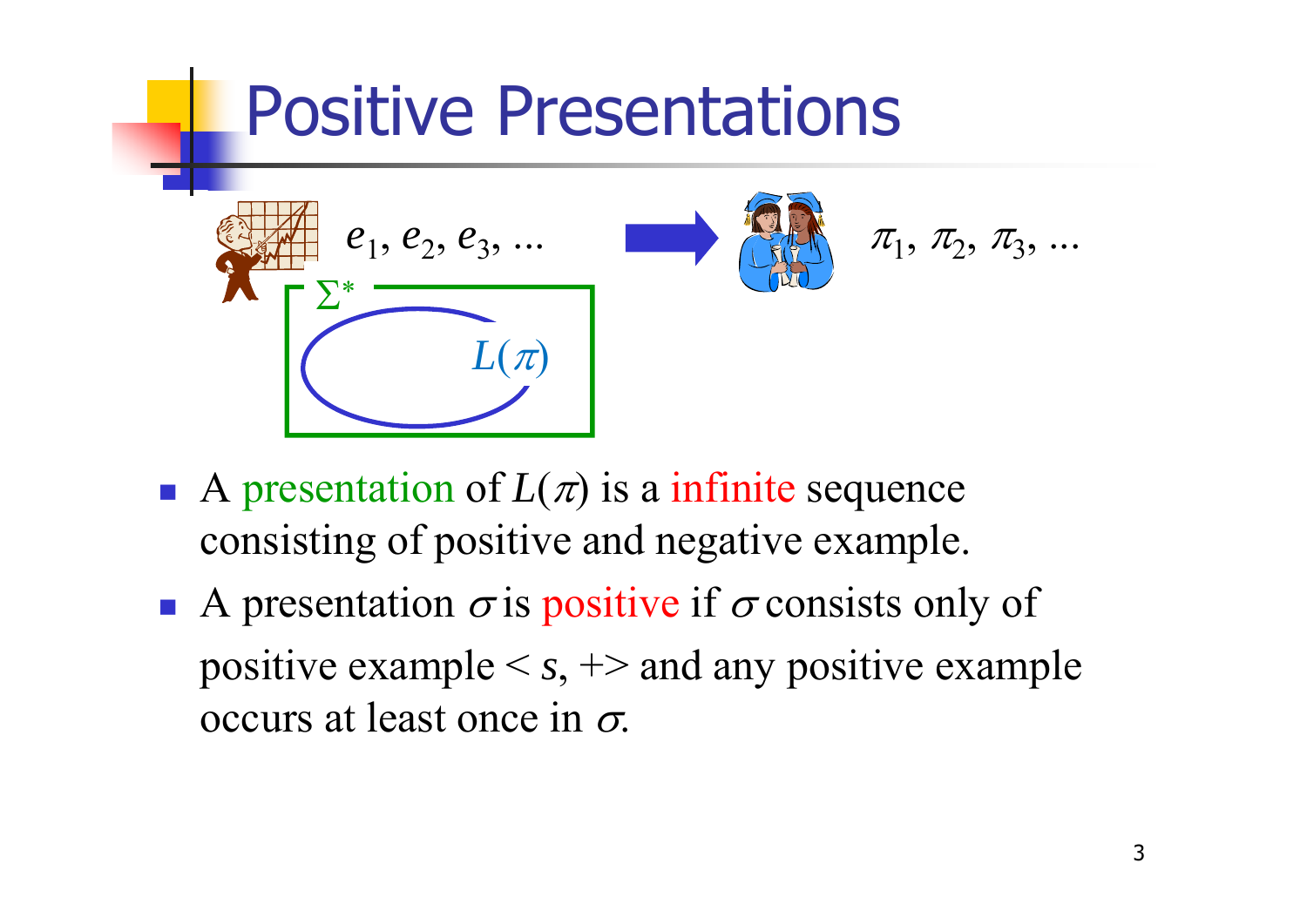# Positive Presentations

$e_1, e_2, e_3, \ldots$ $\pi_1, \pi_2, \pi_3, \ldots$

$\Sigma^*$

$L(\pi)$

- A presentation of $L(\pi)$ is a infinite sequence consisting of positive and negative example.
- A presentation $\sigma$ is positive if $\sigma$ consists only of positive example $< s, +>$ and any positive example occurs at least once in $\sigma$.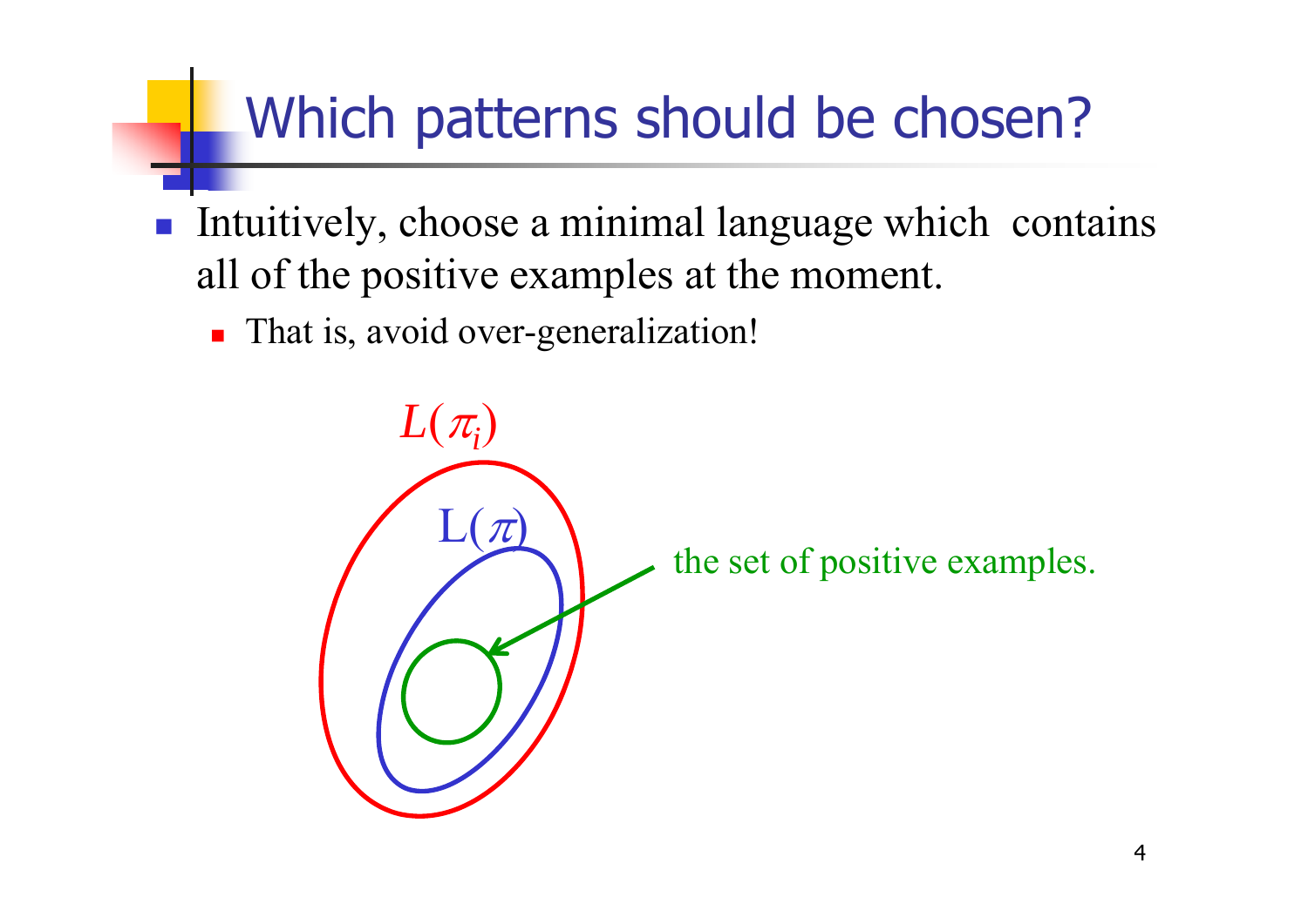# Which patterns should be chosen?

- Intuitively, choose a minimal language which contains all of the positive examples at the moment.
  - That is, avoid over-generalization!

$L(\pi_i)$

$L(\pi)$

the set of positive examples.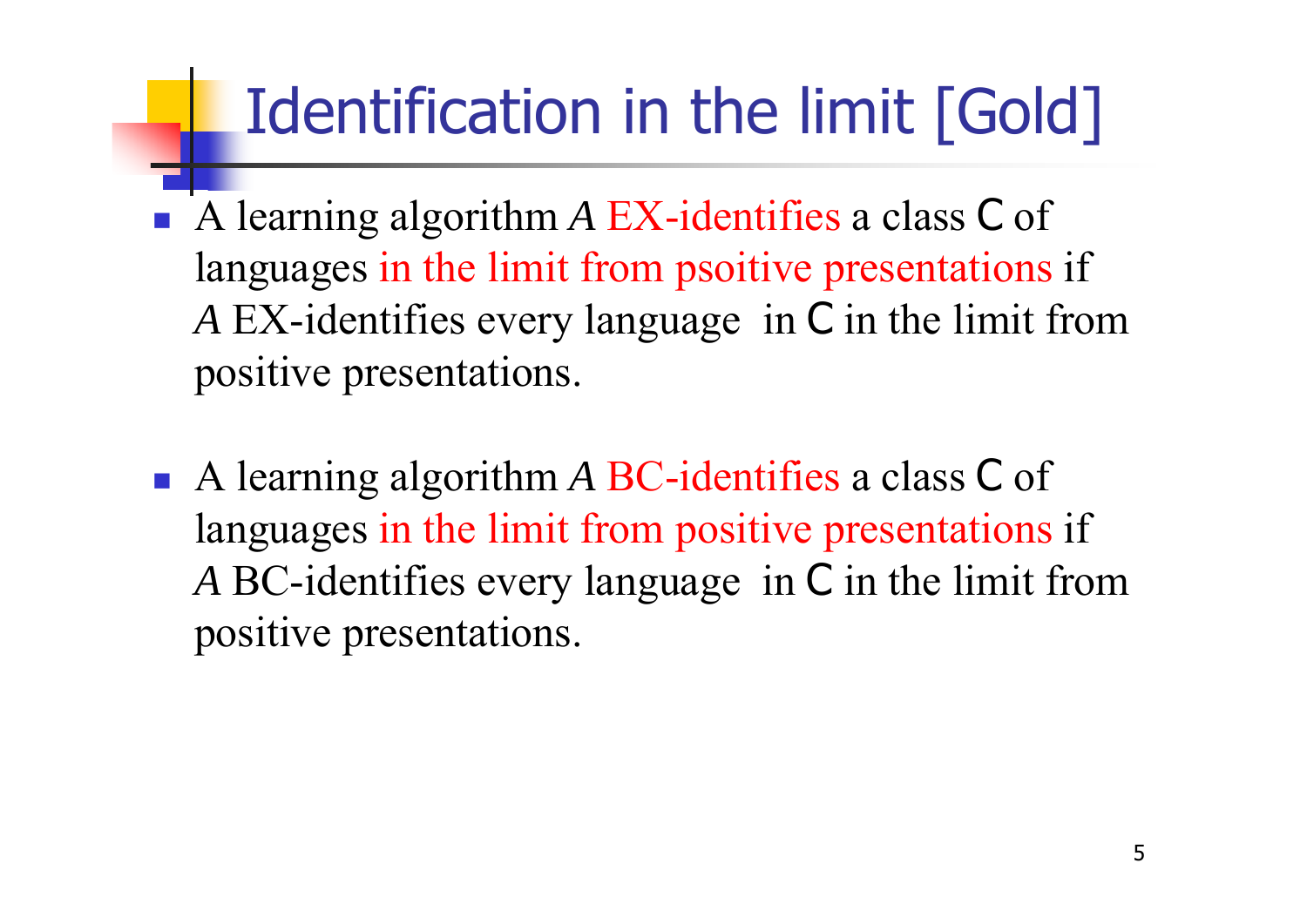# Identification in the limit [Gold]

- A learning algorithm *A* EX-identifies a class C of languages in the limit from psoitive presentations if *A* EX-identifies every language in C in the limit from positive presentations.

- A learning algorithm *A* BC-identifies a class C of languages in the limit from positive presentations if *A* BC-identifies every language in C in the limit from positive presentations.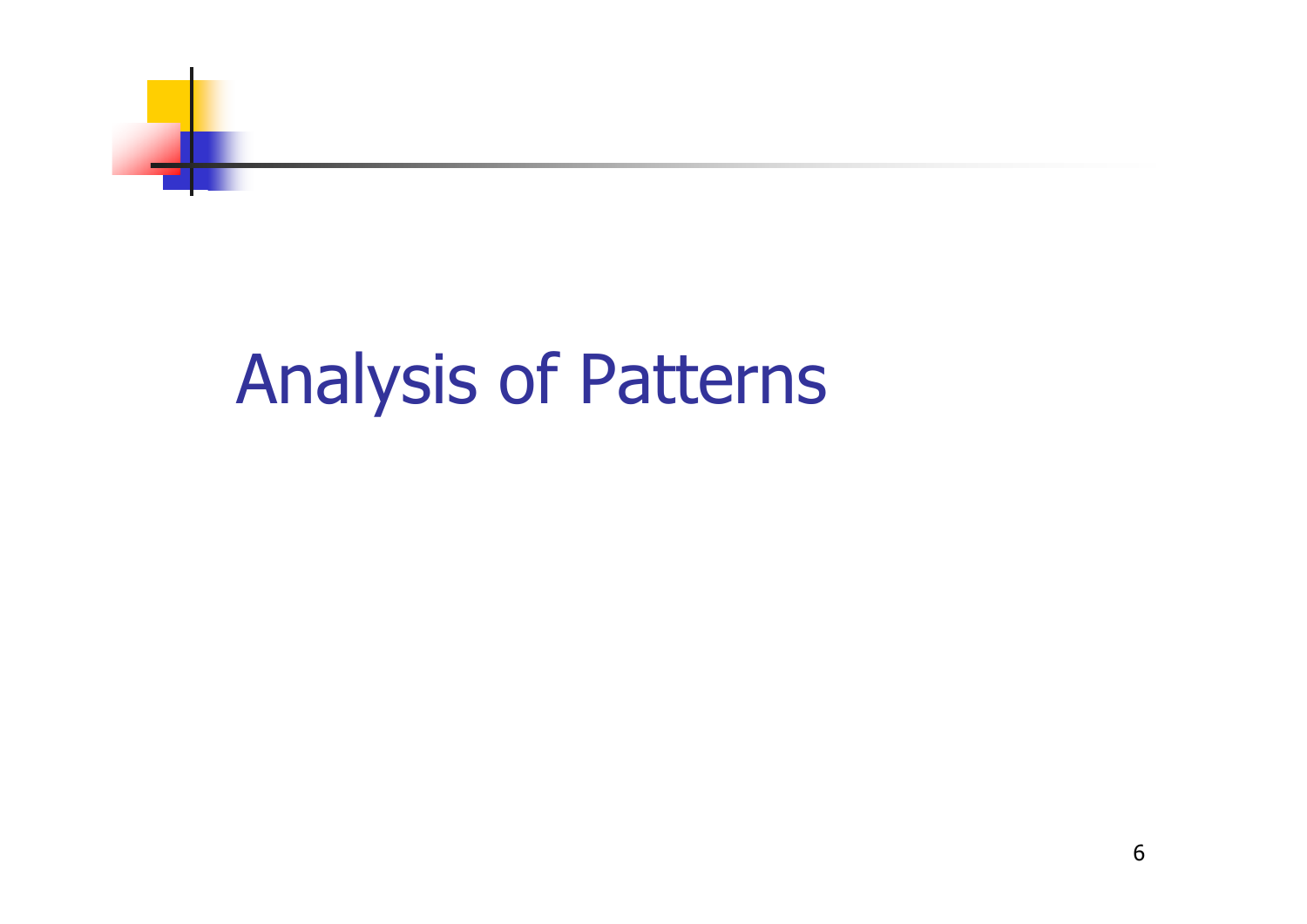# Analysis of Patterns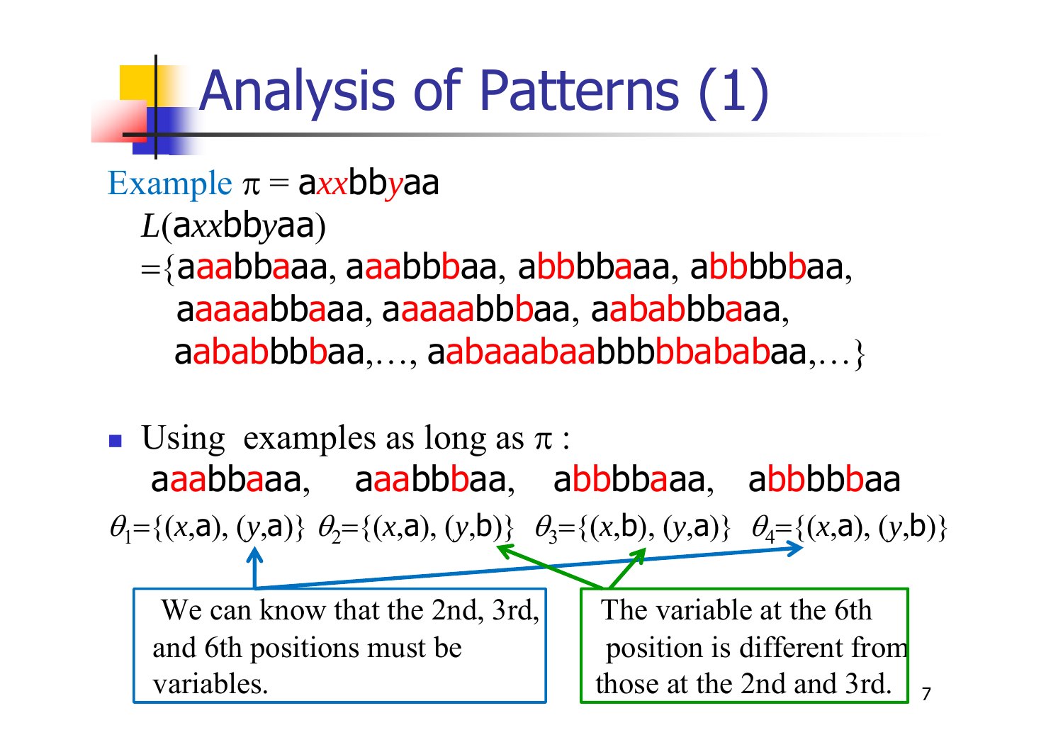# Analysis of Patterns (1)

Example $\pi$ = a$xx$bb$y$aa

$L$(a$xx$bb$y$aa)

={aaabbaaa, aaabbbaa, abbbbaaa, abbbbbaa,
aaaaabbaaa, aaaaabbbaa, aababbbaaa,
aababbbbaa,…, aabaaabaabbbbbababaa,…}

- Using examples as long as $\pi$ :

  aaabbaaa, aaabbbaa, abbbbaaa, abbbbbaa

  $\theta_1$={($x$,a), ($y$,a)} $\theta_2$={($x$,a), ($y$,b)} $\theta_3$={($x$,b), ($y$,a)} $\theta_4$={($x$,a), ($y$,b)}

We can know that the 2nd, 3rd, and 6th positions must be variables.

The variable at the 6th position is different from those at the 2nd and 3rd.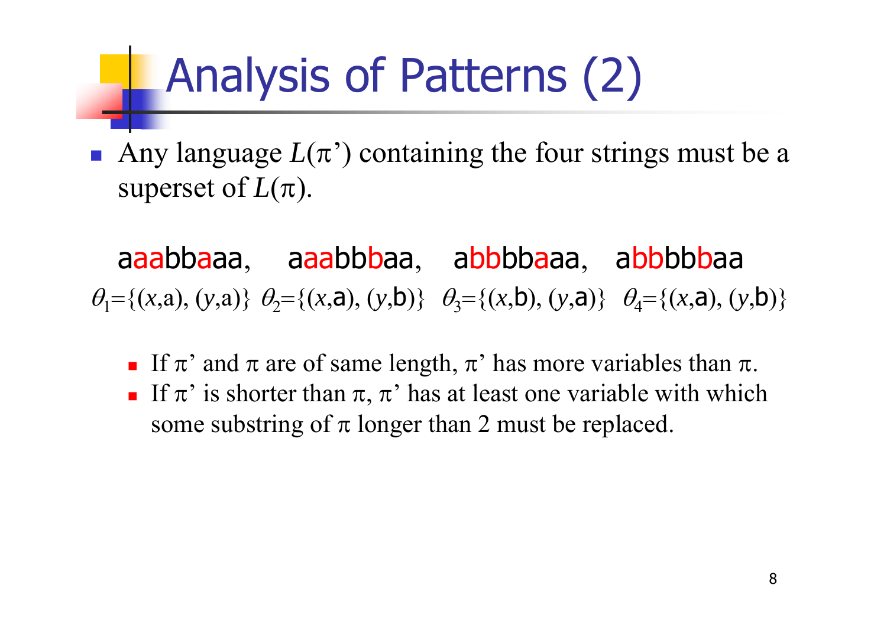# Analysis of Patterns (2)

- Any language $L(\pi')$ containing the four strings must be a superset of $L(\pi)$.

aaabbaaa, aaabbbaa, abbbbaaa, abbbbbaa

$\theta_1=\{(x,\text{a}), (y,\text{a})\}$ $\theta_2=\{(x,\text{a}), (y,\text{b})\}$ $\theta_3=\{(x,\text{b}), (y,\text{a})\}$ $\theta_4=\{(x,\text{a}), (y,\text{b})\}$

  - If $\pi'$ and $\pi$ are of same length, $\pi'$ has more variables than $\pi$.
  - If $\pi'$ is shorter than $\pi$, $\pi'$ has at least one variable with which some substring of $\pi$ longer than 2 must be replaced.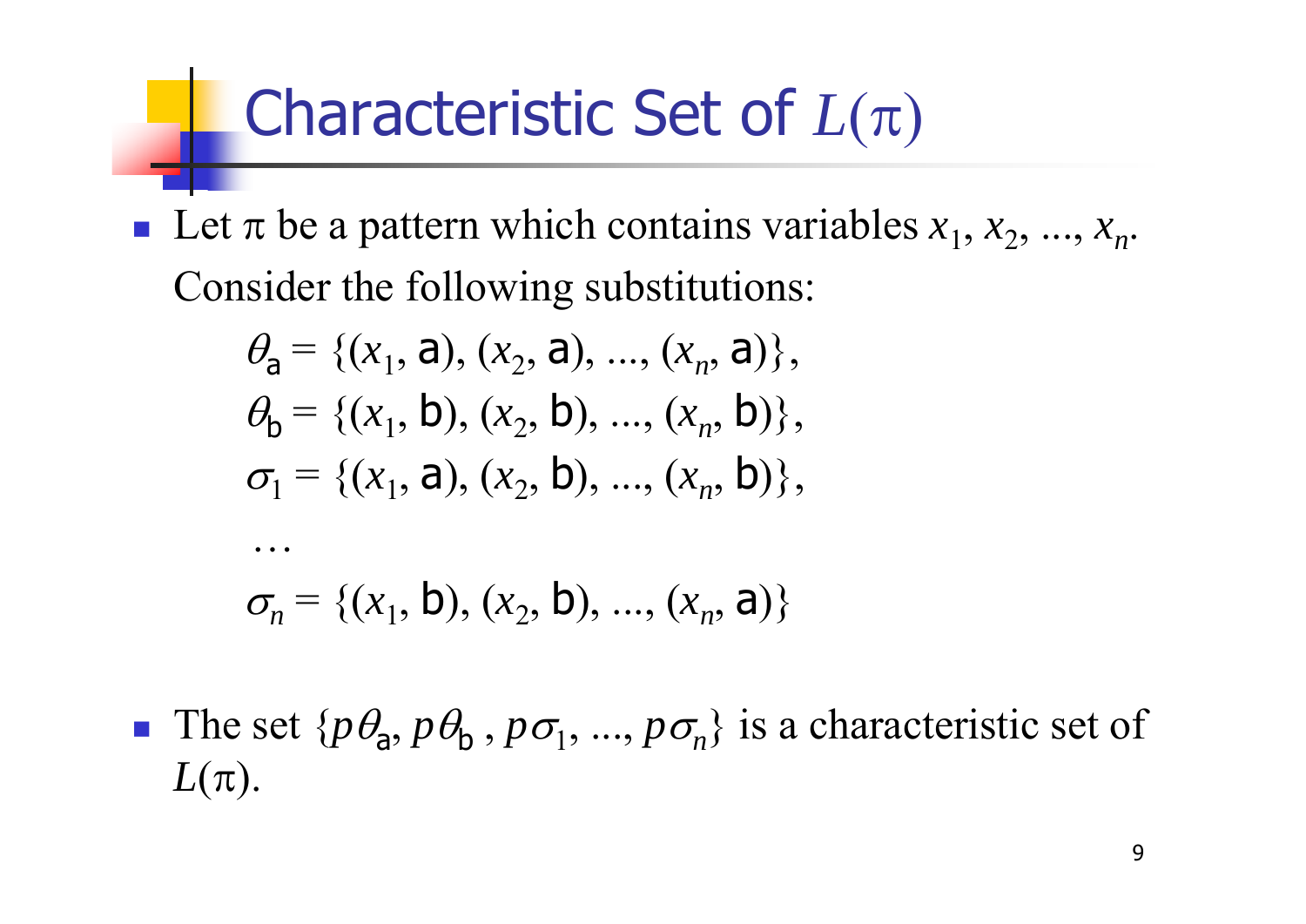# Characteristic Set of $L(\pi)$

- Let $\pi$ be a pattern which contains variables $x_1, x_2, ..., x_n$. Consider the following substitutions:

$$\theta_{\mathsf{a}} = \{(x_1, \mathsf{a}), (x_2, \mathsf{a}), ..., (x_n, \mathsf{a})\},$$
$$\theta_{\mathsf{b}} = \{(x_1, \mathsf{b}), (x_2, \mathsf{b}), ..., (x_n, \mathsf{b})\},$$
$$\sigma_1 = \{(x_1, \mathsf{a}), (x_2, \mathsf{b}), ..., (x_n, \mathsf{b})\},$$
$$\ldots$$
$$\sigma_n = \{(x_1, \mathsf{b}), (x_2, \mathsf{b}), ..., (x_n, \mathsf{a})\}$$

- The set $\{p\theta_{\mathsf{a}}, p\theta_{\mathsf{b}}, p\sigma_1, ..., p\sigma_n\}$ is a characteristic set of $L(\pi)$.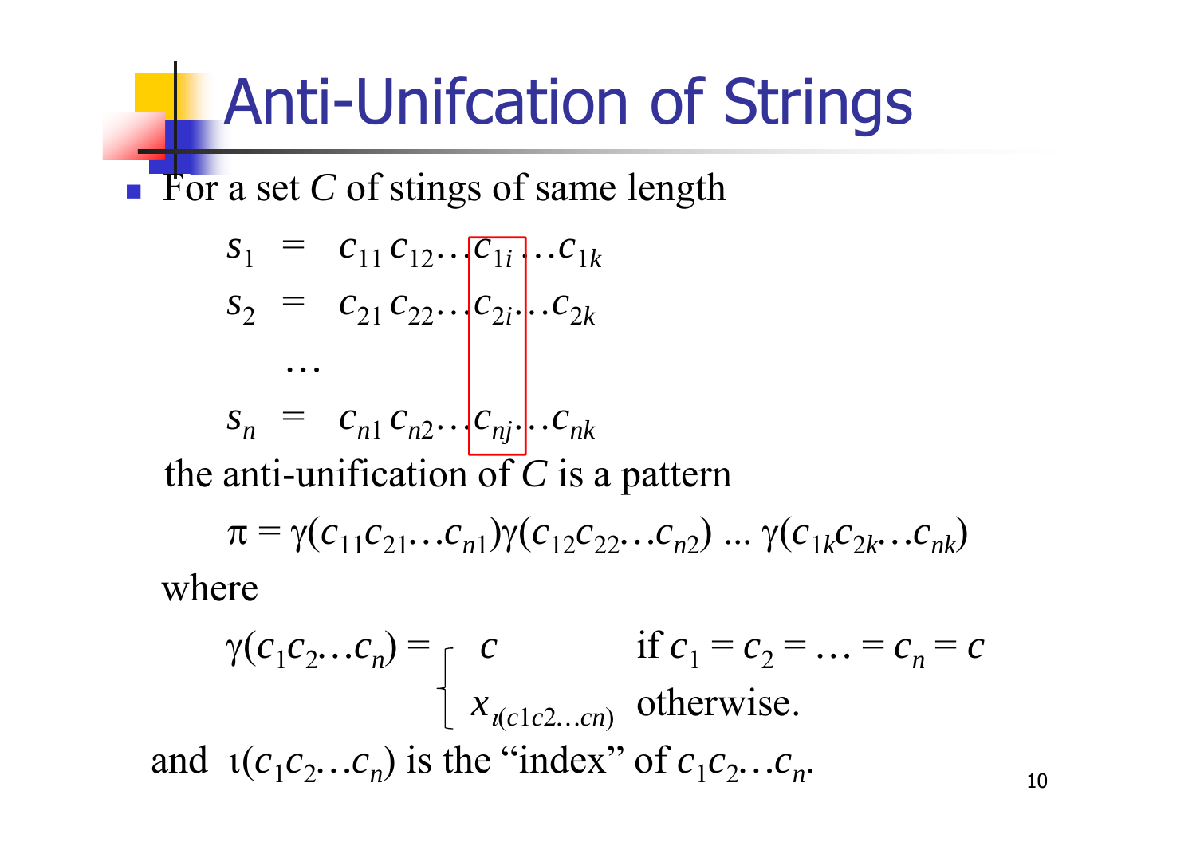# Anti-Unifcation of Strings

- For a set $C$ of stings of same length

$$
\begin{aligned}
s_1 &= c_{11}\, c_{12} \ldots c_{1i} \ldots c_{1k} \\
s_2 &= c_{21}\, c_{22} \ldots c_{2i} \ldots c_{2k} \\
&\ldots \\
s_n &= c_{n1}\, c_{n2} \ldots c_{nj} \ldots c_{nk}
\end{aligned}
$$

the anti-unification of $C$ is a pattern

$$\pi = \gamma(c_{11}c_{21}\ldots c_{n1})\gamma(c_{12}c_{22}\ldots c_{n2}) \ldots \gamma(c_{1k}c_{2k}\ldots c_{nk})$$

where

$$\gamma(c_1 c_2 \ldots c_n) = \begin{cases} c & \text{if } c_1 = c_2 = \ldots = c_n = c \\ x_{\iota(c1c2\ldots cn)} & \text{otherwise.} \end{cases}$$

and $\iota(c_1 c_2 \ldots c_n)$ is the "index" of $c_1 c_2 \ldots c_n$.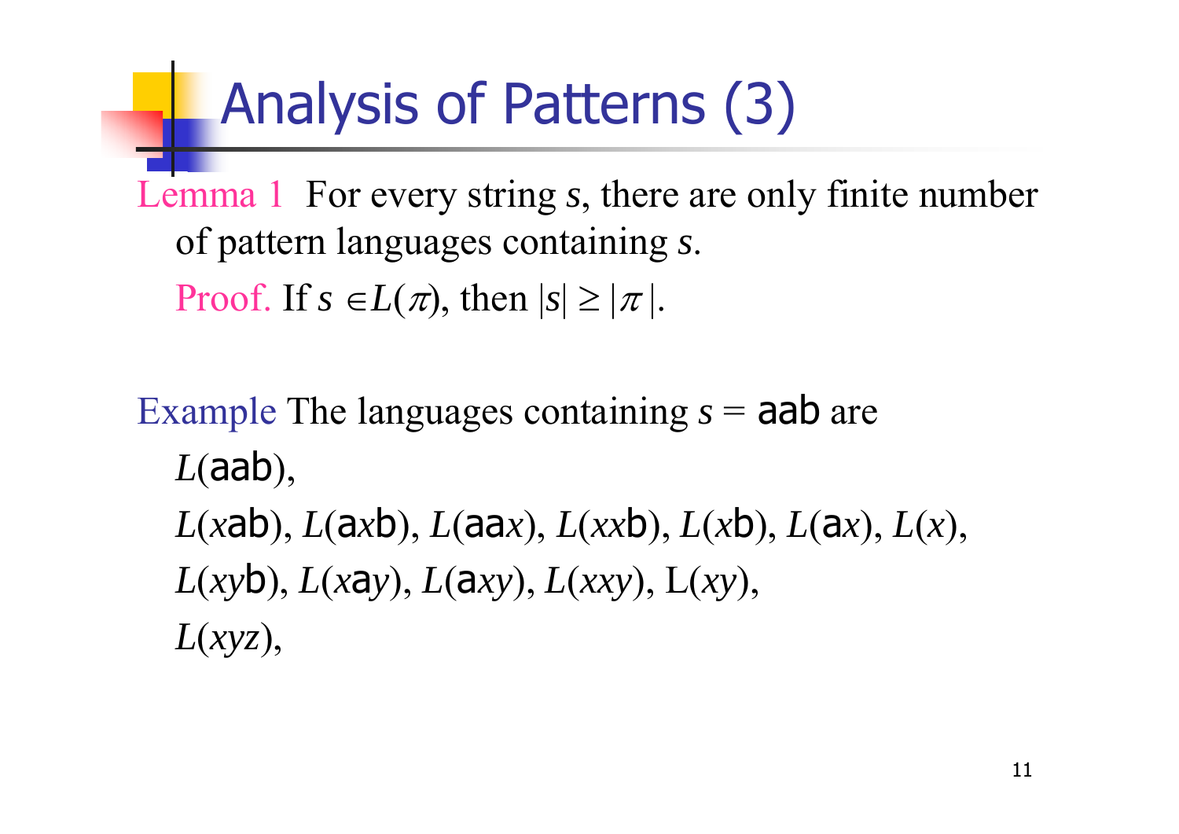# Analysis of Patterns (3)

Lemma 1 For every string $s$, there are only finite number of pattern languages containing $s$.

Proof. If $s \in L(\pi)$, then $|s| \geq |\pi|$.

Example The languages containing $s$ = aab are

$L(\text{aab})$,

$L(x\text{ab})$, $L(\text{a}x\text{b})$, $L(\text{aa}x)$, $L(xx\text{b})$, $L(x\text{b})$, $L(\text{a}x)$, $L(x)$,

$L(xy\text{b})$, $L(x\text{a}y)$, $L(\text{a}xy)$, $L(xxy)$, $L(xy)$,

$L(xyz)$,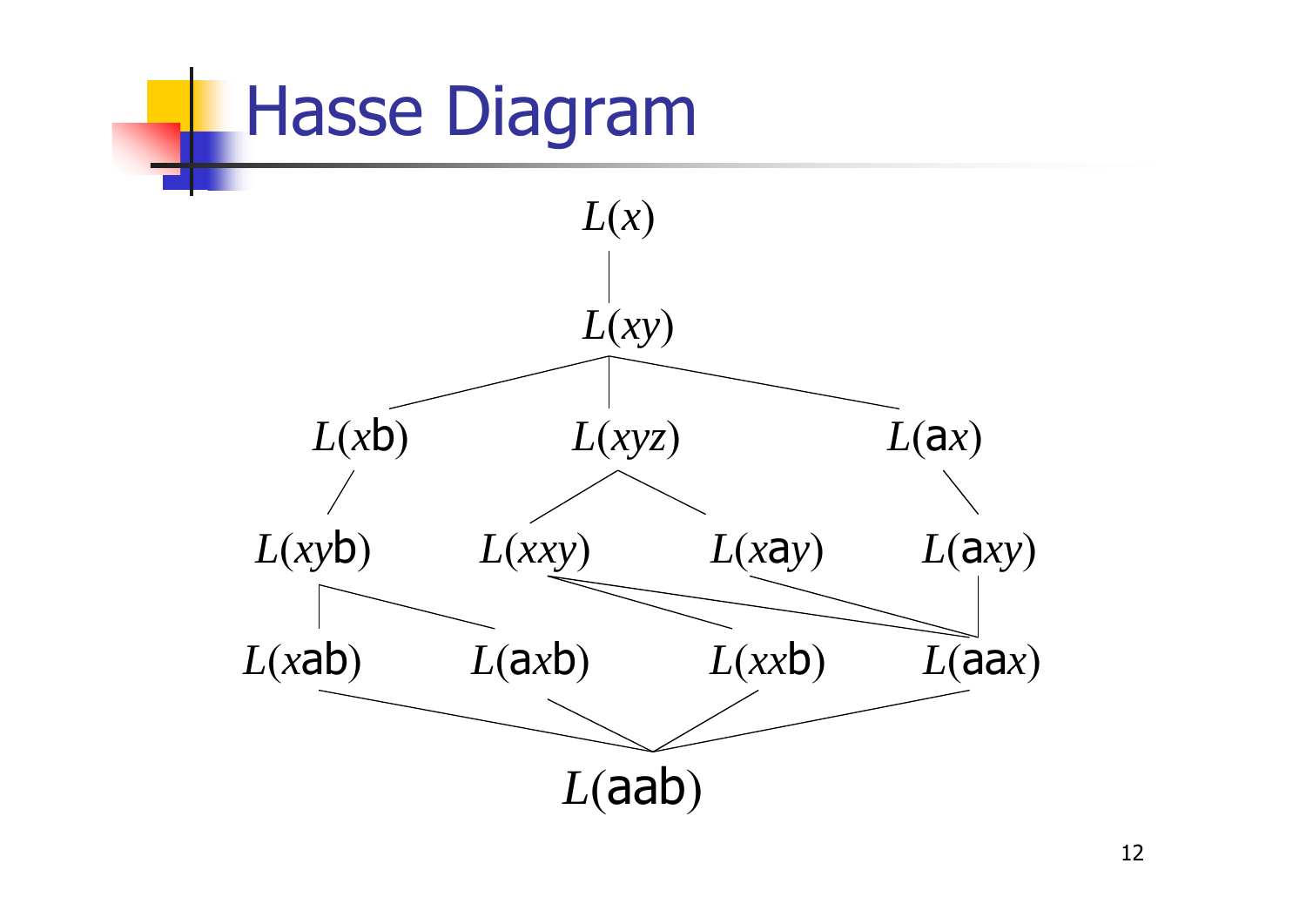# Hasse Diagram

$L(x)$

$L(xy)$

$L(x\text{b})$ $L(xyz)$ $L(\text{a}x)$

$L(xy\text{b})$ $L(xxy)$ $L(x\text{a}y)$ $L(\text{a}xy)$

$L(x\text{ab})$ $L(\text{a}x\text{b})$ $L(xx\text{b})$ $L(\text{aa}x)$

$L(\text{aab})$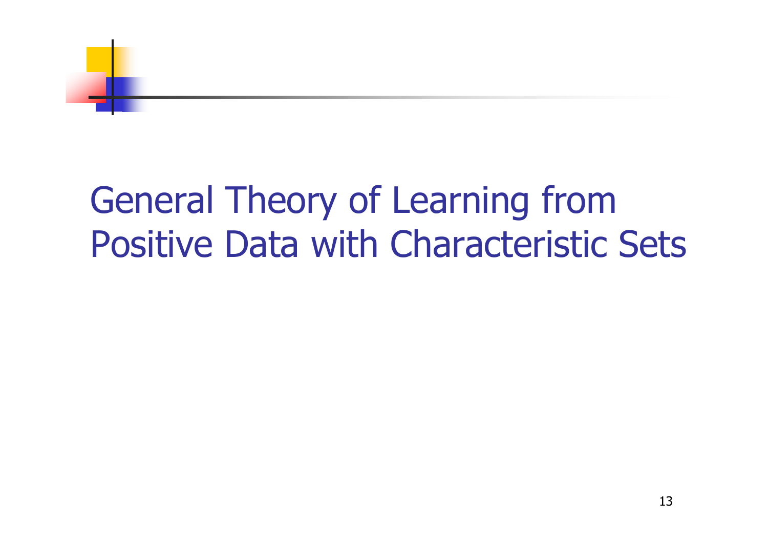# General Theory of Learning from Positive Data with Characteristic Sets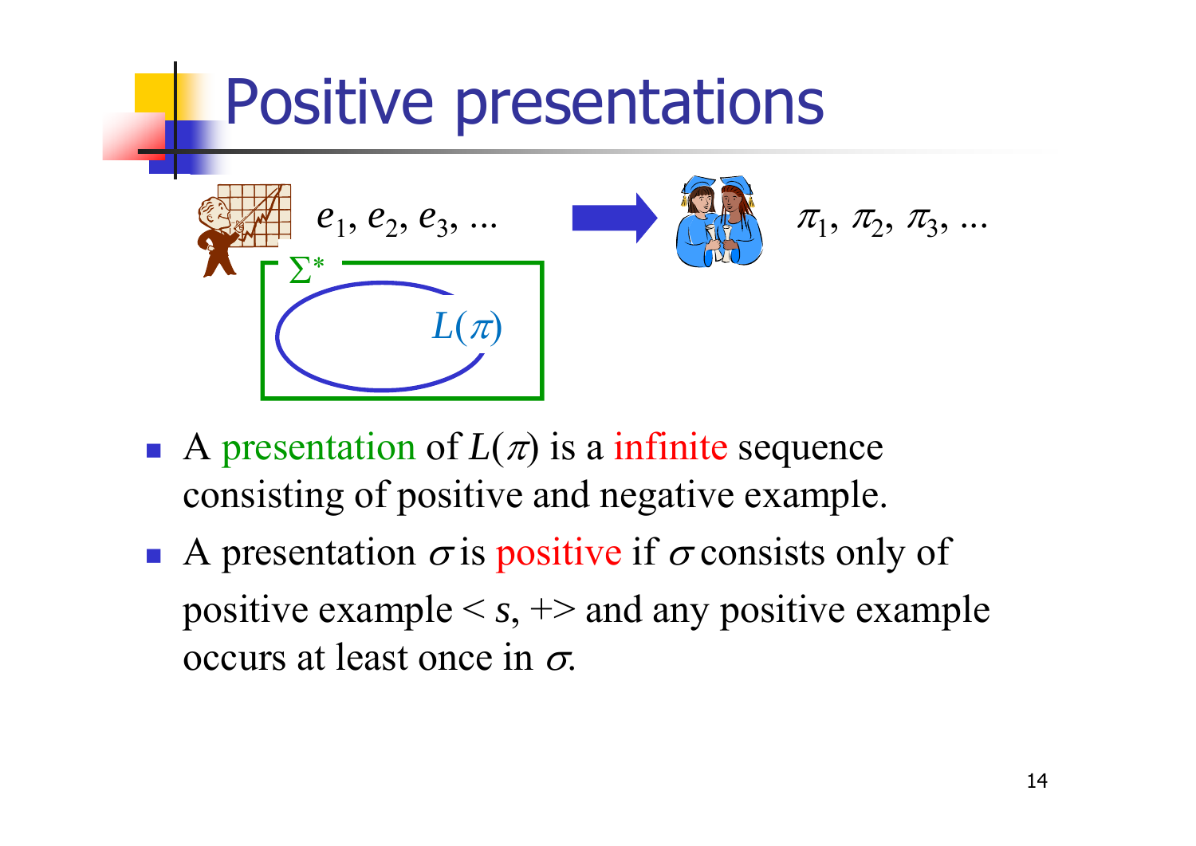# Positive presentations

$e_1, e_2, e_3, \ldots$ → $\pi_1, \pi_2, \pi_3, \ldots$

$\Sigma^*$

$L(\pi)$

- A presentation of $L(\pi)$ is a infinite sequence consisting of positive and negative example.
- A presentation $\sigma$ is positive if $\sigma$ consists only of positive example $< s, +>$ and any positive example occurs at least once in $\sigma$.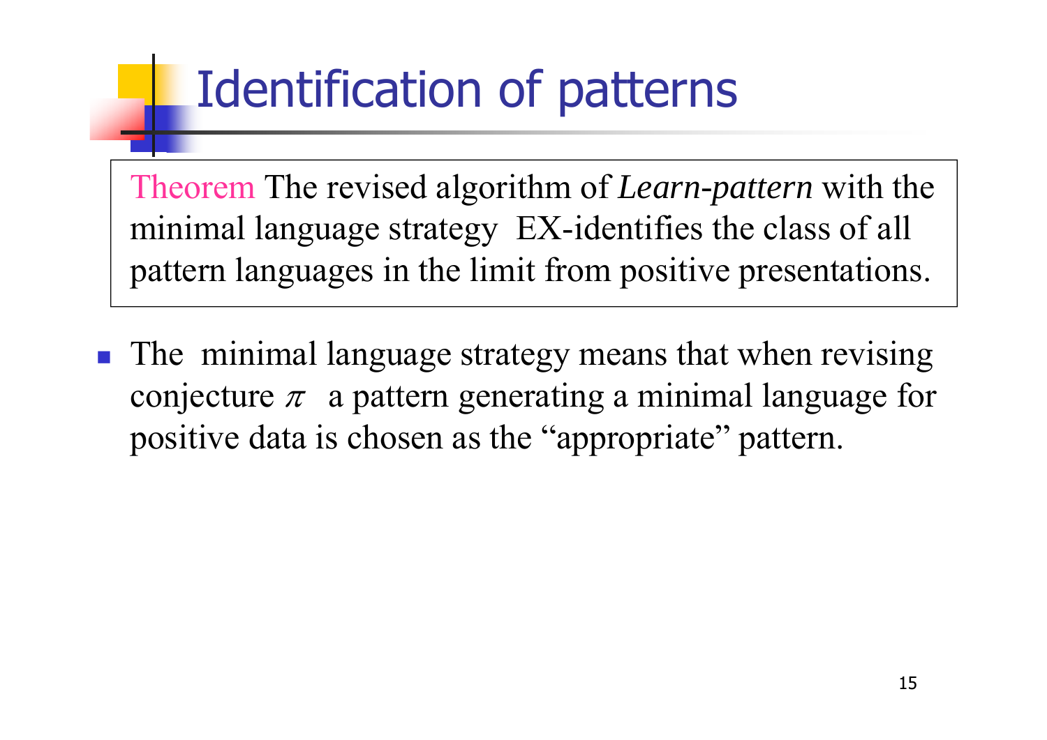# Identification of patterns

**Theorem** The revised algorithm of *Learn-pattern* with the minimal language strategy EX-identifies the class of all pattern languages in the limit from positive presentations.

- The minimal language strategy means that when revising conjecture $\pi$ a pattern generating a minimal language for positive data is chosen as the "appropriate" pattern.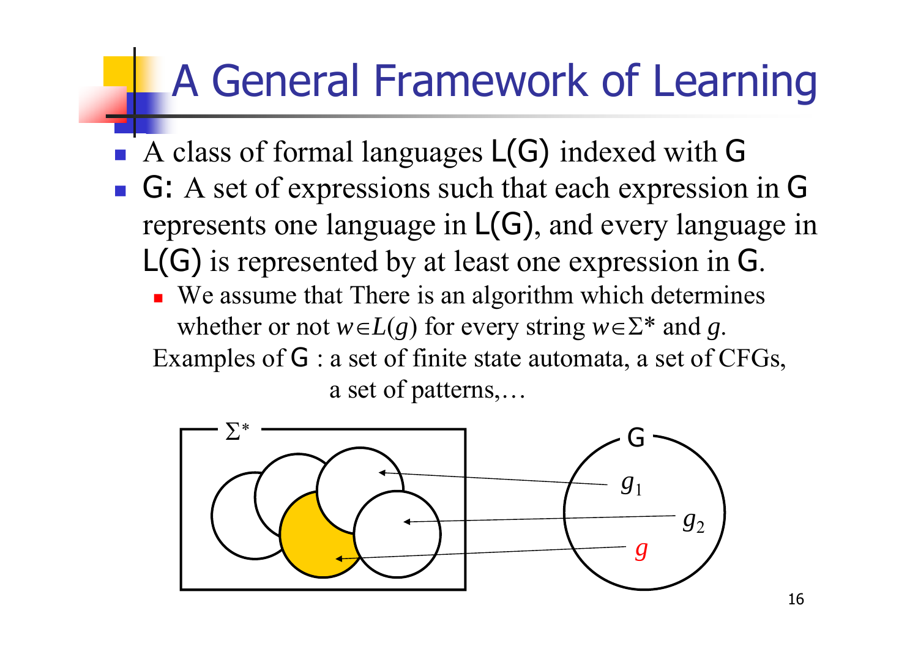# A General Framework of Learning

- A class of formal languages L(G) indexed with G
- G: A set of expressions such that each expression in G represents one language in L(G), and every language in L(G) is represented by at least one expression in G.
  - We assume that There is an algorithm which determines whether or not $w \in L(g)$ for every string $w \in \Sigma^*$ and $g$.

Examples of G : a set of finite state automata, a set of CFGs, a set of patterns,…

$\Sigma^*$

G

$g_1$

$g_2$

$g$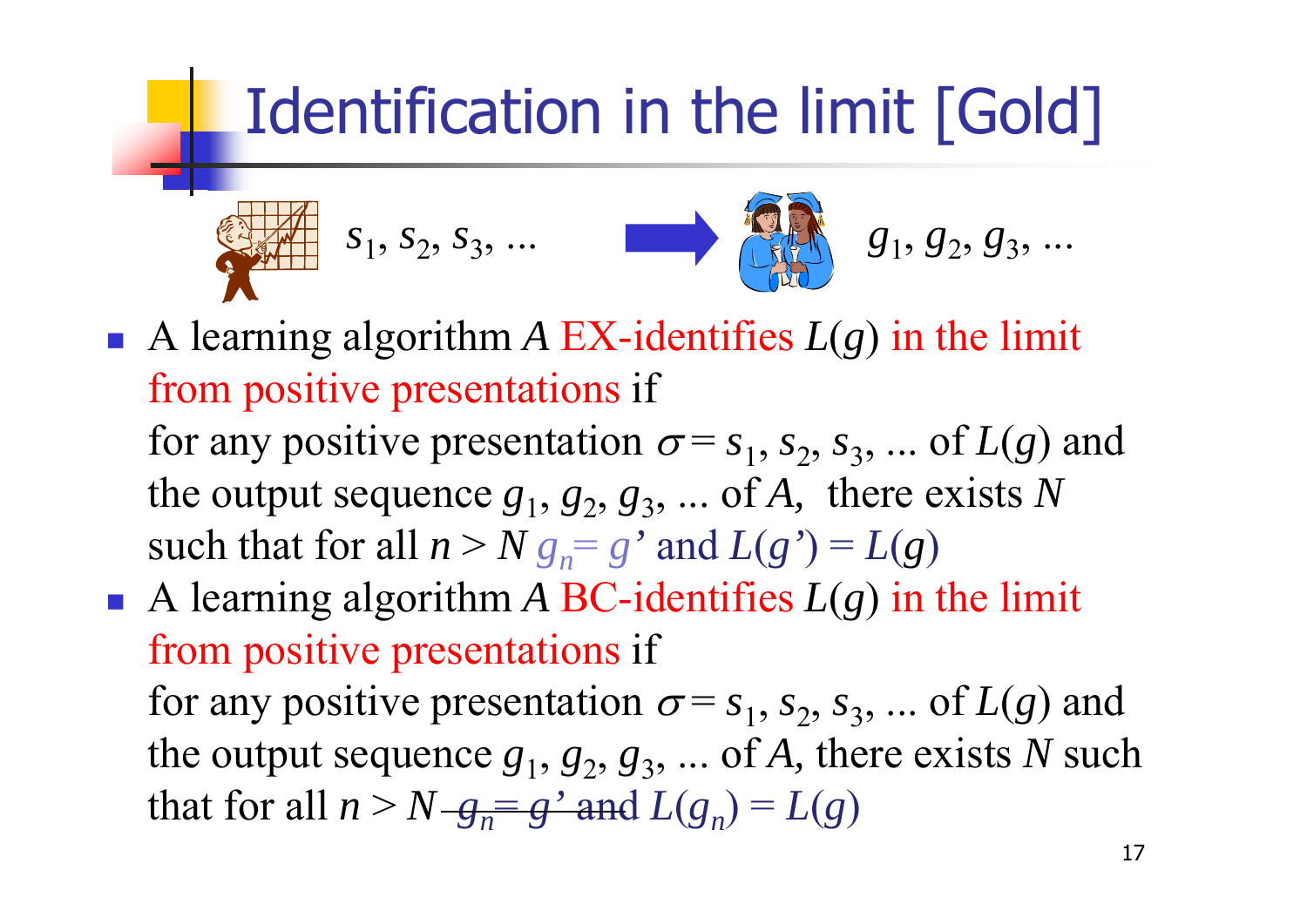# Identification in the limit [Gold]

$s_1, s_2, s_3, \ldots$ → $g_1, g_2, g_3, \ldots$

- A learning algorithm $A$ EX-identifies $L(g)$ in the limit from positive presentations if
  for any positive presentation $\sigma = s_1, s_2, s_3, \ldots$ of $L(g)$ and the output sequence $g_1, g_2, g_3, \ldots$ of $A$, there exists $N$ such that for all $n > N$ $g_n = g'$ and $L(g') = L(g)$
- A learning algorithm $A$ BC-identifies $L(g)$ in the limit from positive presentations if
  for any positive presentation $\sigma = s_1, s_2, s_3, \ldots$ of $L(g)$ and the output sequence $g_1, g_2, g_3, \ldots$ of $A$, there exists $N$ such that for all $n > N$ ~~$g_n = g'$ and~~ $L(g_n) = L(g)$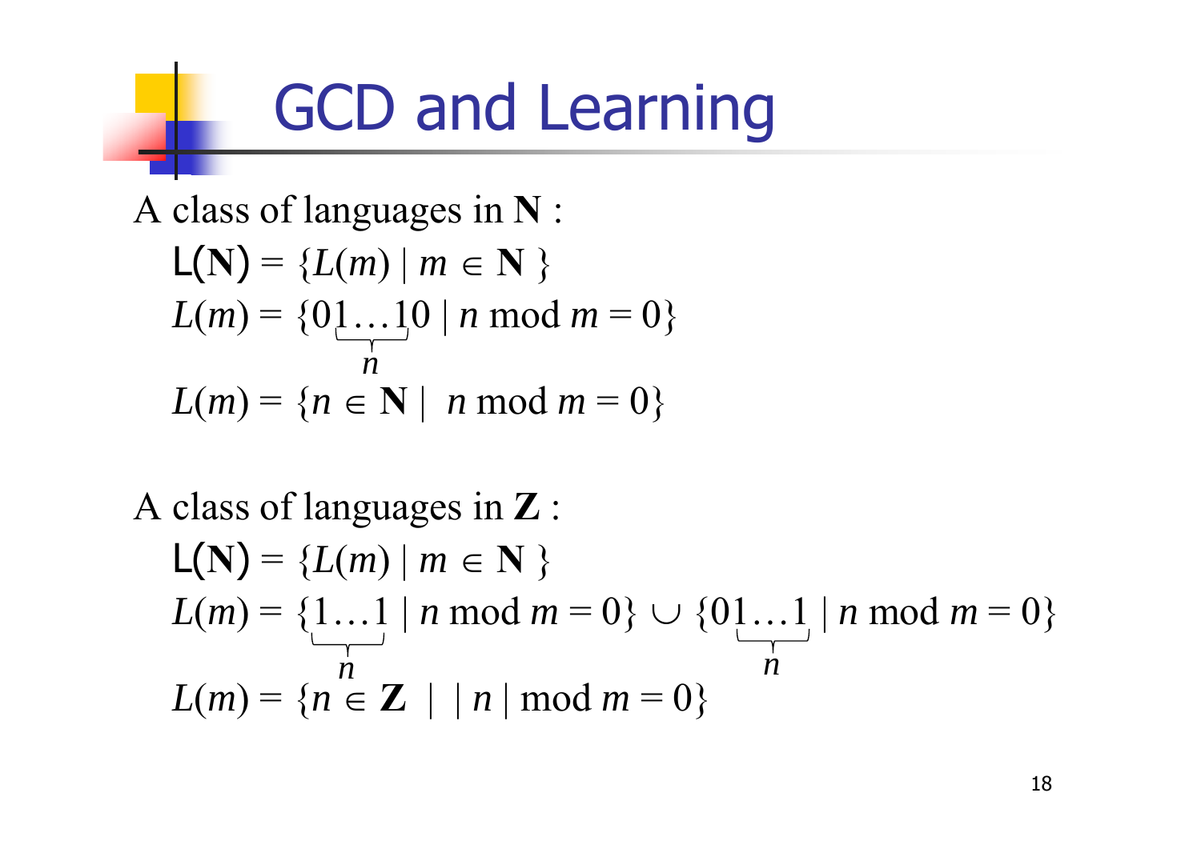# GCD and Learning

A class of languages in $\mathbf{N}$ :

$$\mathsf{L}(\mathbf{N}) = \{L(m) \mid m \in \mathbf{N}\}$$

$$L(m) = \{0\underbrace{1\ldots1}_{n}0 \mid n \bmod m = 0\}$$

$$L(m) = \{n \in \mathbf{N} \mid n \bmod m = 0\}$$

A class of languages in $\mathbf{Z}$ :

$$\mathsf{L}(\mathbf{N}) = \{L(m) \mid m \in \mathbf{N}\}$$

$$L(m) = \{\underbrace{1\ldots1}_{n} \mid n \bmod m = 0\} \cup \{0\underbrace{1\ldots1}_{n} \mid n \bmod m = 0\}$$

$$L(m) = \{n \in \mathbf{Z} \mid |n| \bmod m = 0\}$$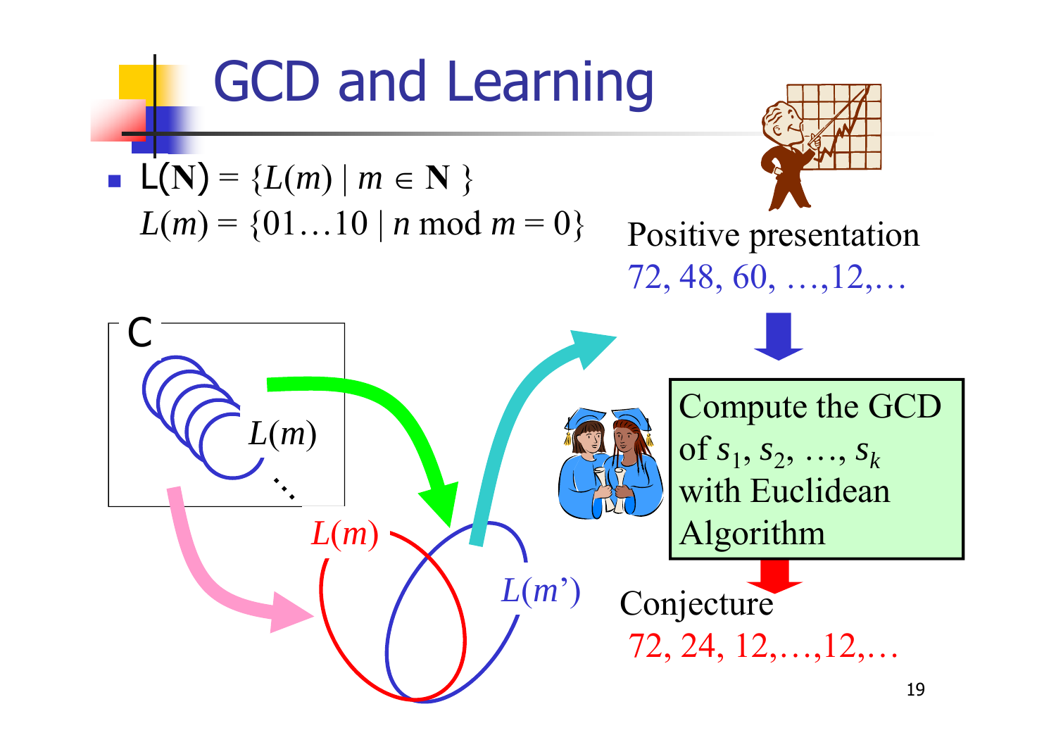# GCD and Learning

- $\mathcal{L}(\mathbf{N}) = \{L(m) \mid m \in \mathbf{N}\}$
  $L(m) = \{01\ldots10 \mid n \bmod m = 0\}$

Positive presentation

72, 48, 60, …,12,…

C

$L(m)$

⋱

$L(m)$

$L(m')$

Compute the GCD of $s_1, s_2, \ldots, s_k$ with Euclidean Algorithm

Conjecture

72, 24, 12,…,12,…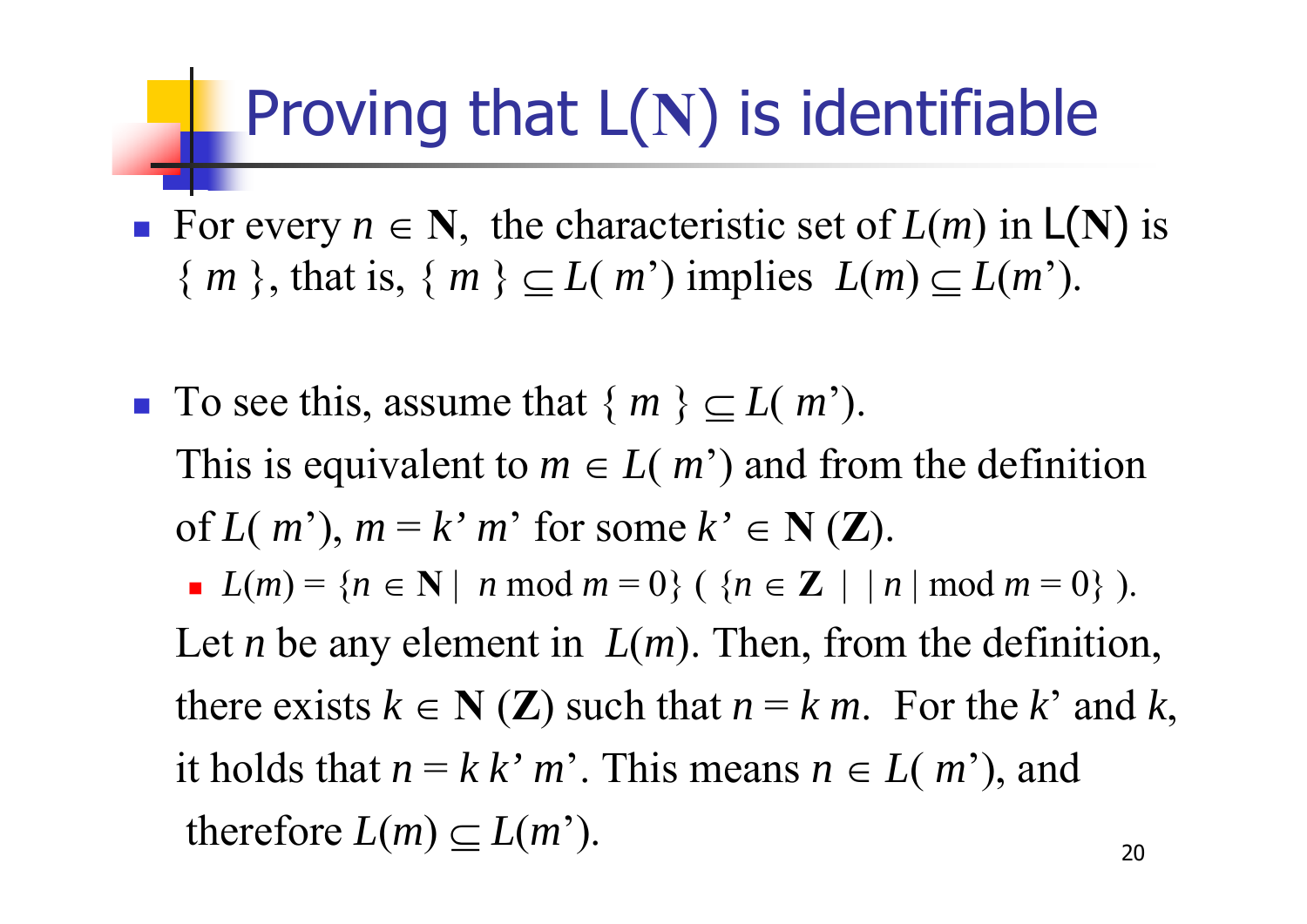# Proving that L(**N**) is identifiable

- For every $n \in \mathbf{N}$, the characteristic set of $L(m)$ in L(**N**) is $\{ m \}$, that is, $\{ m \} \subseteq L(m')$ implies $L(m) \subseteq L(m')$.

- To see this, assume that $\{ m \} \subseteq L(m')$.

  This is equivalent to $m \in L(m')$ and from the definition of $L(m')$, $m = k' m'$ for some $k' \in \mathbf{N}$ ($\mathbf{Z}$).
  - $L(m) = \{n \in \mathbf{N} \mid n \bmod m = 0\}$ ( $\{n \in \mathbf{Z} \mid |n| \bmod m = 0\}$ ).

  Let $n$ be any element in $L(m)$. Then, from the definition, there exists $k \in \mathbf{N}$ ($\mathbf{Z}$) such that $n = k\, m$. For the $k'$ and $k$, it holds that $n = k\, k'\, m'$. This means $n \in L(m')$, and therefore $L(m) \subseteq L(m')$.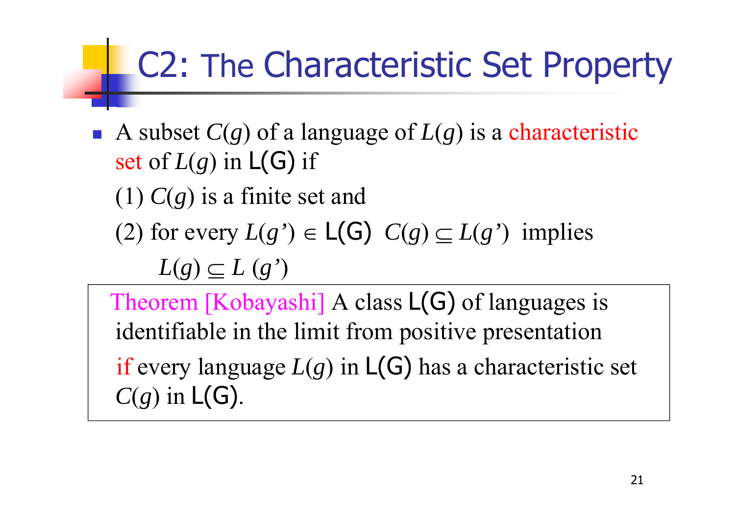# C2: The Characteristic Set Property

- A subset $C(g)$ of a language of $L(g)$ is a characteristic set of $L(g)$ in L(G) if

  (1) $C(g)$ is a finite set and

  (2) for every $L(g') \in$ L(G) $C(g) \subseteq L(g')$ implies

  $L(g) \subseteq L(g')$

> Theorem [Kobayashi] A class L(G) of languages is identifiable in the limit from positive presentation if every language $L(g)$ in L(G) has a characteristic set $C(g)$ in L(G).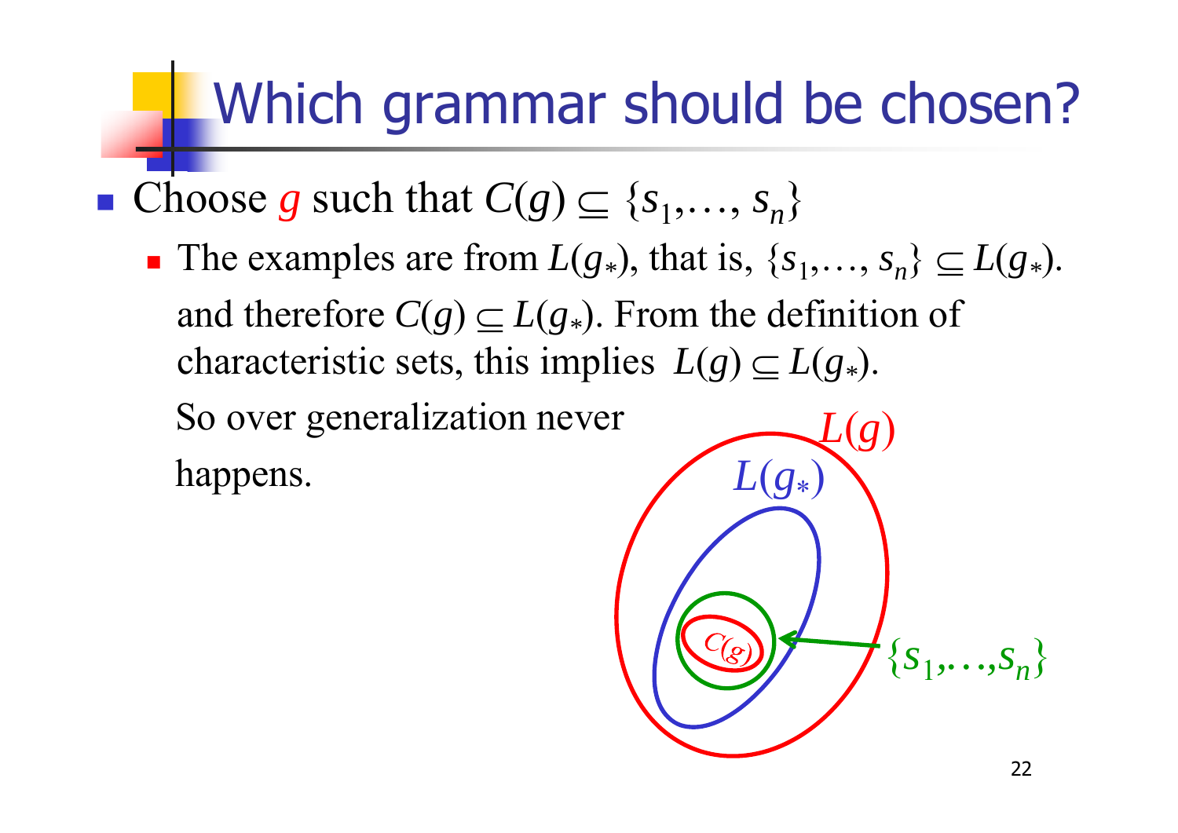# Which grammar should be chosen?

- Choose $g$ such that $C(g) \subseteq \{s_1, \ldots, s_n\}$
  - The examples are from $L(g_*)$, that is, $\{s_1, \ldots, s_n\} \subseteq L(g_*)$. and therefore $C(g) \subseteq L(g_*)$. From the definition of characteristic sets, this implies $L(g) \subseteq L(g_*)$.

    So over generalization never happens.

$L(g)$

$L(g_*)$

$C(g)$

$\{s_1, \ldots, s_n\}$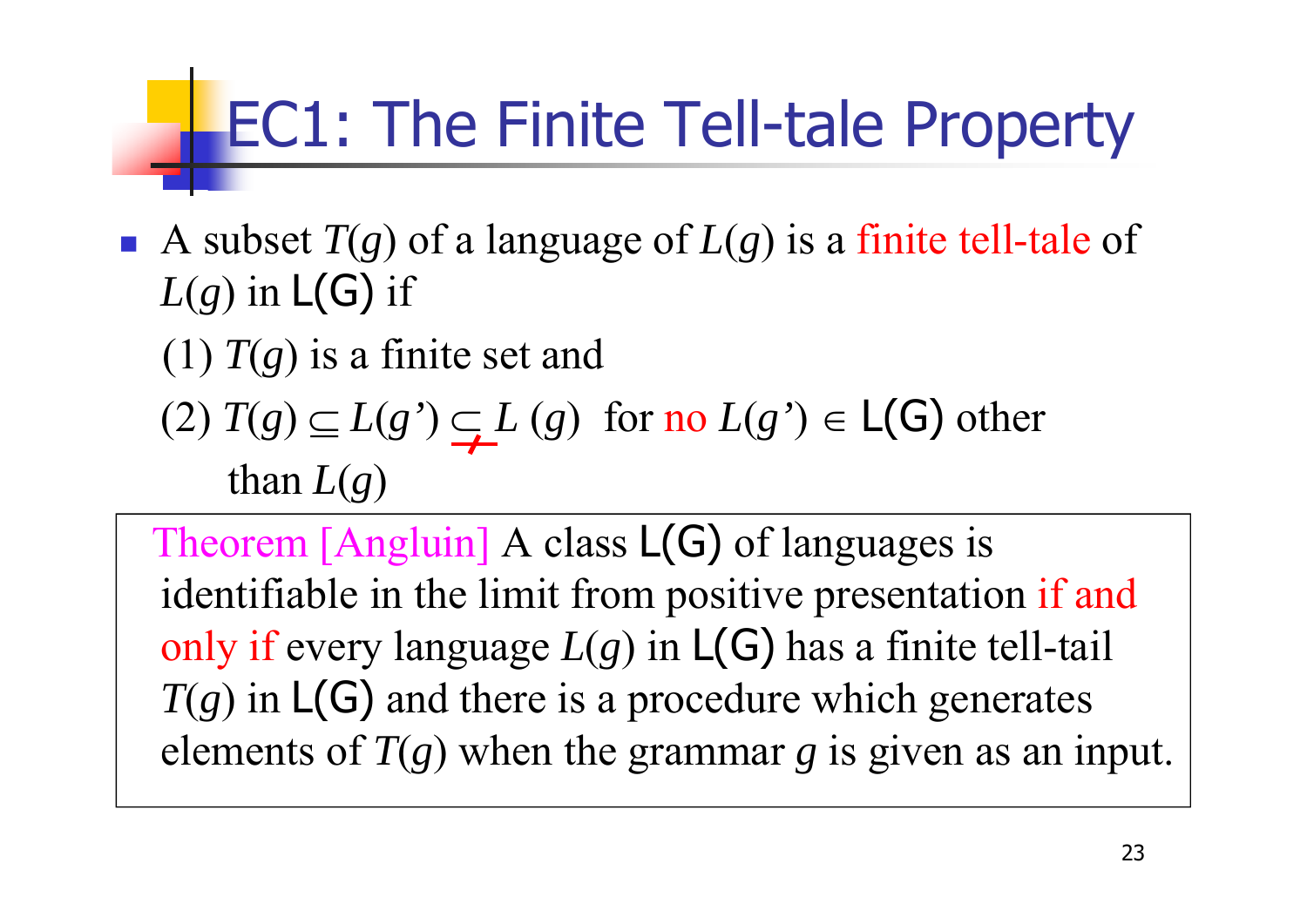# EC1: The Finite Tell-tale Property

- A subset $T(g)$ of a language of $L(g)$ is a finite tell-tale of $L(g)$ in $\mathsf{L}(\mathsf{G})$ if

  (1) $T(g)$ is a finite set and

  (2) $T(g) \subseteq L(g') \subsetneq L(g)$ for no $L(g') \in \mathsf{L}(\mathsf{G})$ other than $L(g)$

Theorem [Angluin] A class $\mathsf{L}(\mathsf{G})$ of languages is identifiable in the limit from positive presentation if and only if every language $L(g)$ in $\mathsf{L}(\mathsf{G})$ has a finite tell-tail $T(g)$ in $\mathsf{L}(\mathsf{G})$ and there is a procedure which generates elements of $T(g)$ when the grammar $g$ is given as an input.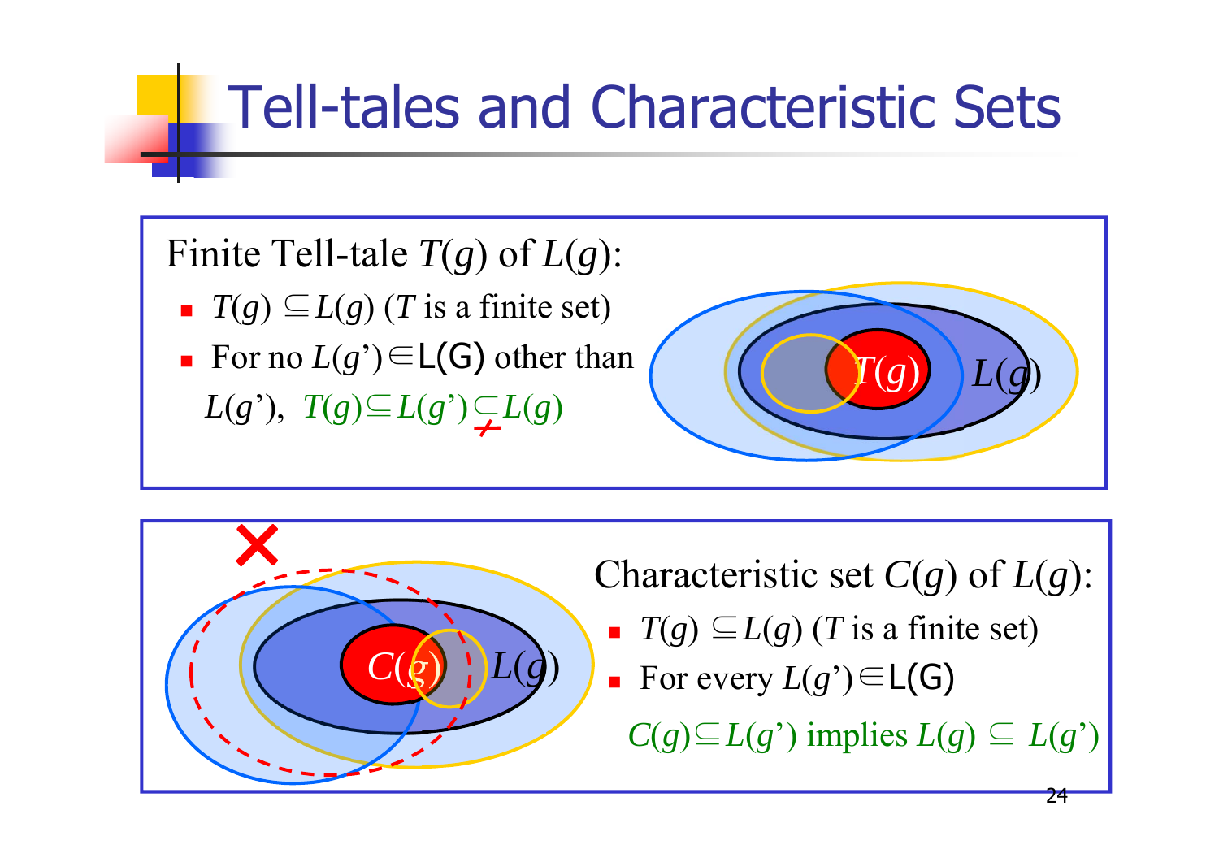# Tell-tales and Characteristic Sets

Finite Tell-tale $T(g)$ of $L(g)$:

- $T(g) \subseteq L(g)$ ($T$ is a finite set)
- For no $L(g') \in \mathsf{L}(\mathsf{G})$ other than $L(g')$, $T(g) \subseteq L(g') \subsetneq L(g)$

$T(g)$ $L(g)$

$C(g)$ $L(g)$

Characteristic set $C(g)$ of $L(g)$:

- $T(g) \subseteq L(g)$ ($T$ is a finite set)
- For every $L(g') \in \mathsf{L}(\mathsf{G})$ $C(g) \subseteq L(g')$ implies $L(g) \subseteq L(g')$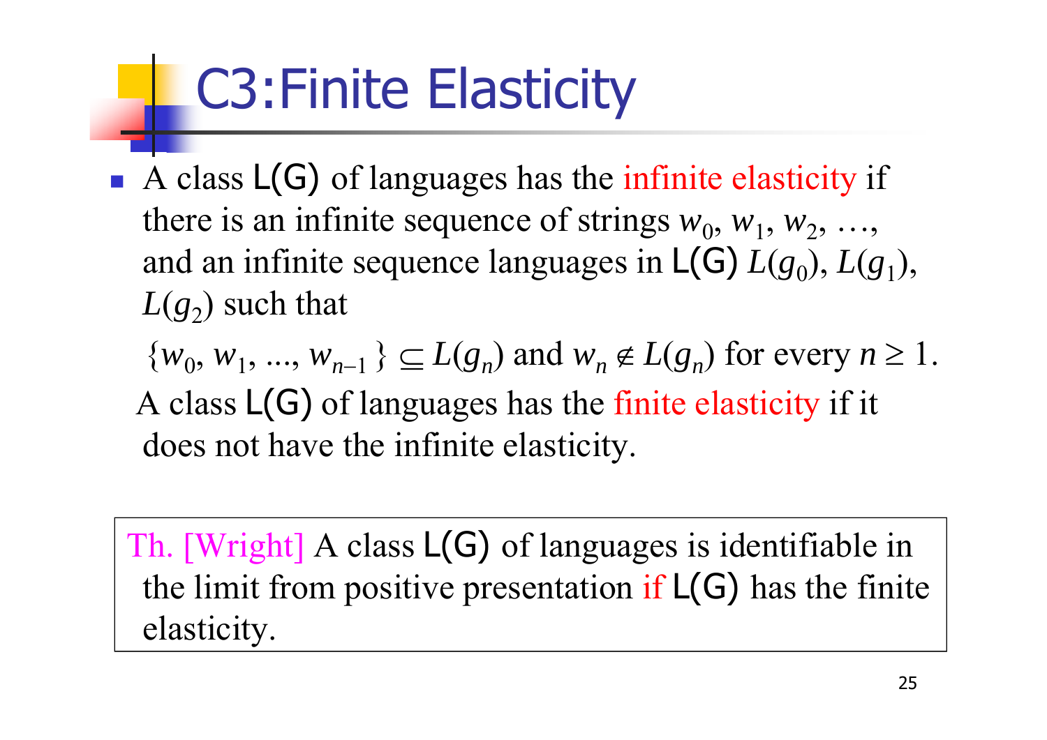# C3:Finite Elasticity

- A class L(G) of languages has the infinite elasticity if there is an infinite sequence of strings $w_0$, $w_1$, $w_2$, …, and an infinite sequence languages in L(G) $L(g_0)$, $L(g_1)$, $L(g_2)$ such that

  $\{w_0, w_1, ..., w_{n-1}\} \subseteq L(g_n)$ and $w_n \notin L(g_n)$ for every $n \geq 1$.

  A class L(G) of languages has the finite elasticity if it does not have the infinite elasticity.

> Th. [Wright] A class L(G) of languages is identifiable in the limit from positive presentation if L(G) has the finite elasticity.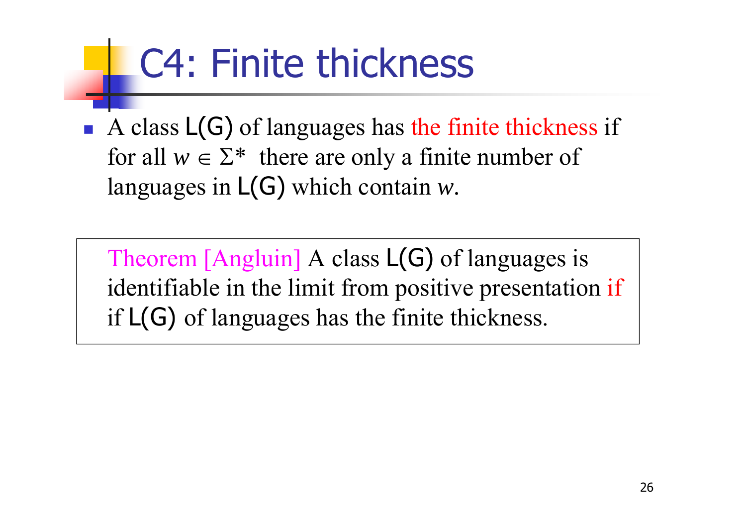# C4: Finite thickness

- A class L(G) of languages has the finite thickness if for all $w \in \Sigma^*$ there are only a finite number of languages in L(G) which contain $w$.

Theorem [Angluin] A class L(G) of languages is identifiable in the limit from positive presentation if if L(G) of languages has the finite thickness.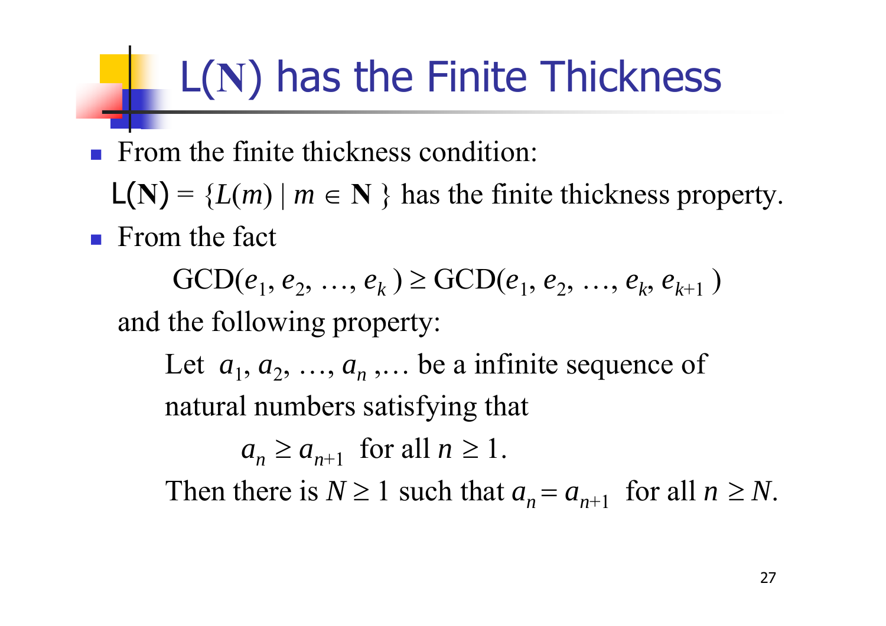# L($\mathbf{N}$) has the Finite Thickness

- From the finite thickness condition:

  L($\mathbf{N}$) = $\{L(m) \mid m \in \mathbf{N}\}$ has the finite thickness property.

- From the fact

$$\text{GCD}(e_1, e_2, \ldots, e_k) \geq \text{GCD}(e_1, e_2, \ldots, e_k, e_{k+1})$$

  and the following property:

  Let $a_1, a_2, \ldots, a_n, \ldots$ be a infinite sequence of natural numbers satisfying that

$$a_n \geq a_{n+1} \text{ for all } n \geq 1.$$

  Then there is $N \geq 1$ such that $a_n = a_{n+1}$ for all $n \geq N$.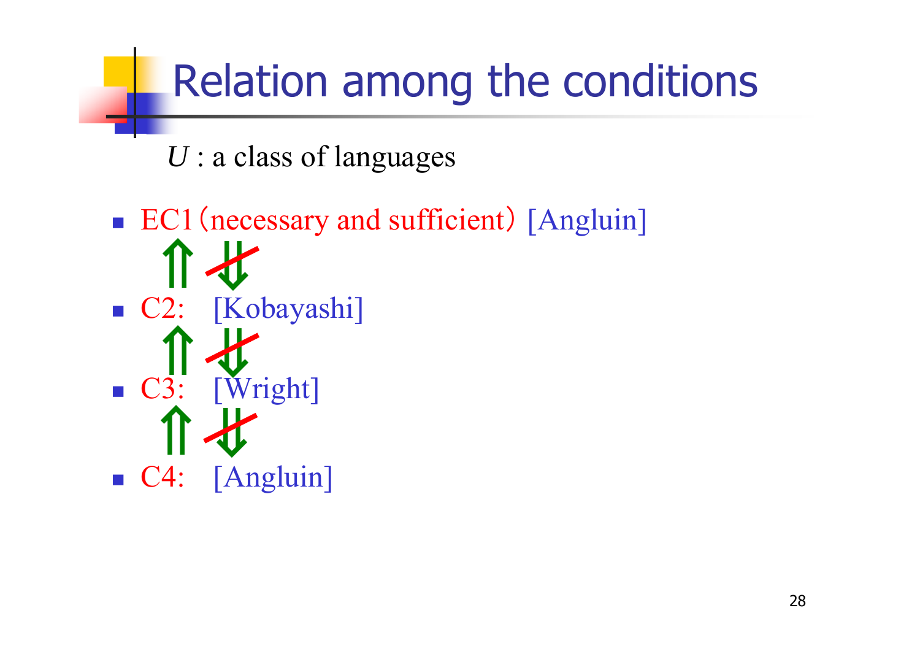# Relation among the conditions

$U$ : a class of languages

- EC1（necessary and sufficient） [Angluin]

  $\Uparrow$ $\not\Downarrow$

- C2: [Kobayashi]

  $\Uparrow$ $\not\Downarrow$

- C3: [Wright]

  $\Uparrow$ $\not\Downarrow$

- C4: [Angluin]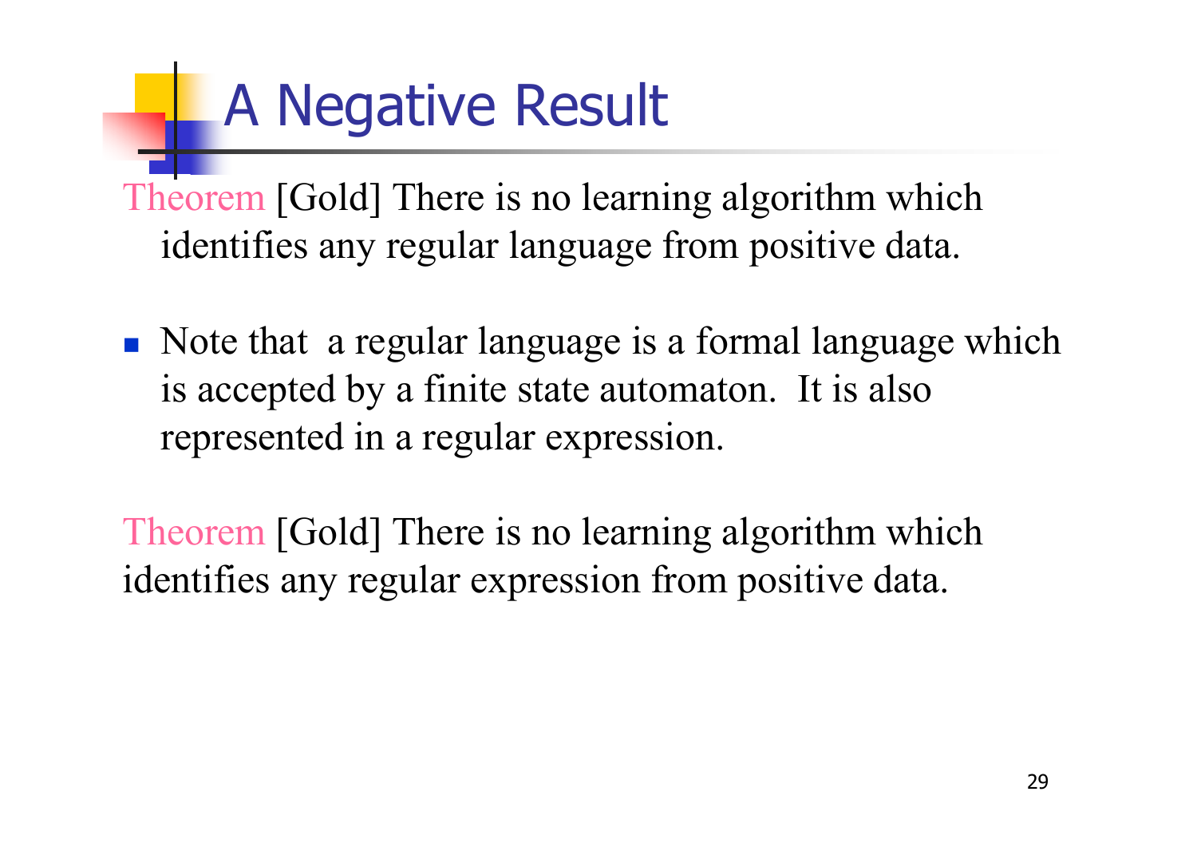# A Negative Result

Theorem [Gold] There is no learning algorithm which identifies any regular language from positive data.

- Note that a regular language is a formal language which is accepted by a finite state automaton. It is also represented in a regular expression.

Theorem [Gold] There is no learning algorithm which identifies any regular expression from positive data.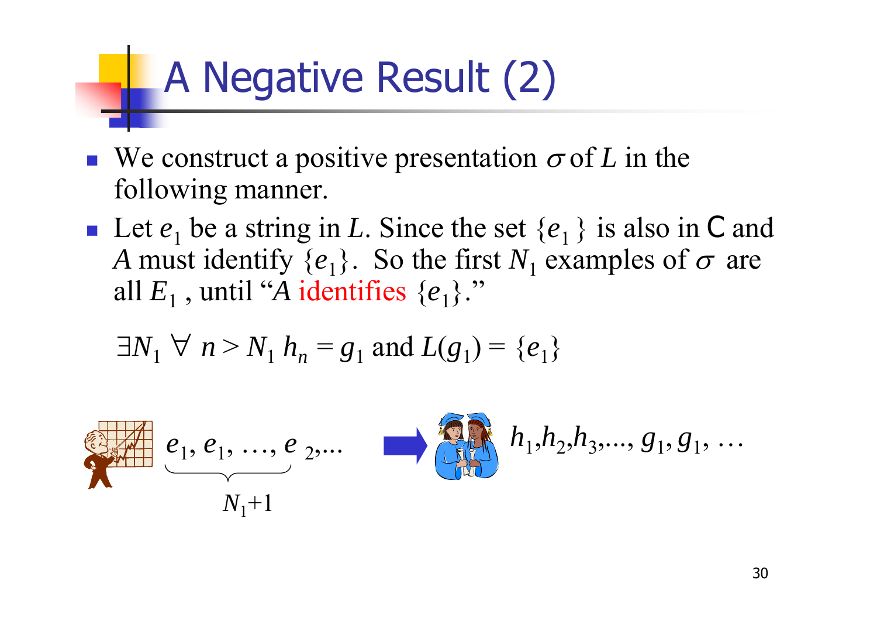# A Negative Result (2)

- We construct a positive presentation $\sigma$ of $L$ in the following manner.
- Let $e_1$ be a string in $L$. Since the set $\{e_1\}$ is also in C and $A$ must identify $\{e_1\}$. So the first $N_1$ examples of $\sigma$ are all $E_1$ , until "$A$ identifies $\{e_1\}$."

$$\exists N_1 \ \forall \ n > N_1 \ h_n = g_1 \text{ and } L(g_1) = \{e_1\}$$

$$\underbrace{e_1, e_1, \ldots, e}_{N_1+1}{}_{2}, \ldots \quad \Rightarrow \quad h_1, h_2, h_3, \ldots, g_1, g_1, \ldots$$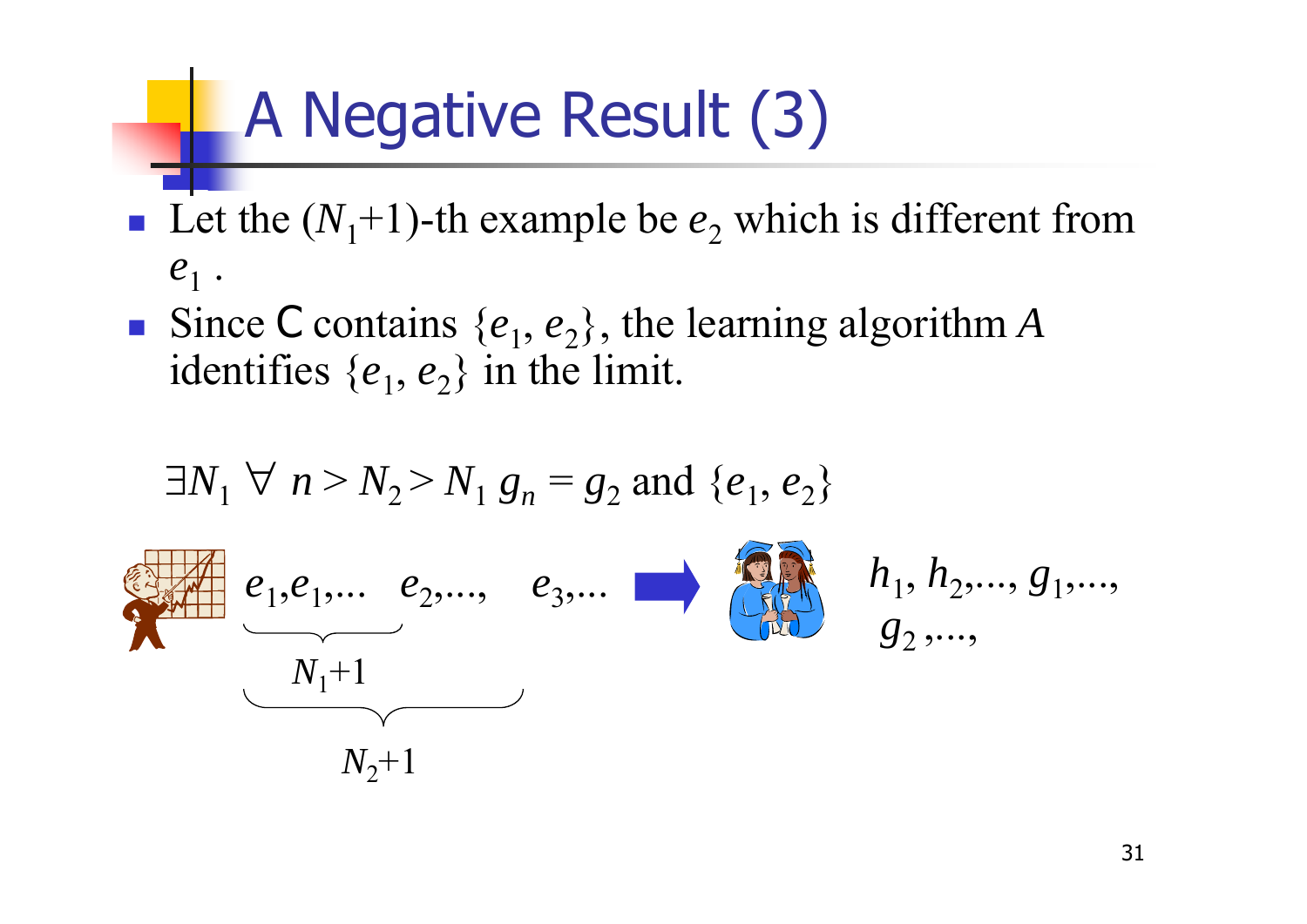# A Negative Result (3)

- Let the $(N_1+1)$-th example be $e_2$ which is different from $e_1$ .
- Since C contains $\{e_1, e_2\}$, the learning algorithm $A$ identifies $\{e_1, e_2\}$ in the limit.

$\exists N_1 \; \forall \; n > N_2 > N_1 \; g_n = g_2$ and $\{e_1, e_2\}$

$\underbrace{\underbrace{e_1, e_1, \ldots \; e_2,}_{N_1+1} \ldots, \; e_3, \ldots}_{N_2+1}$ ⇒ $h_1, h_2, \ldots, g_1, \ldots, g_2, \ldots,$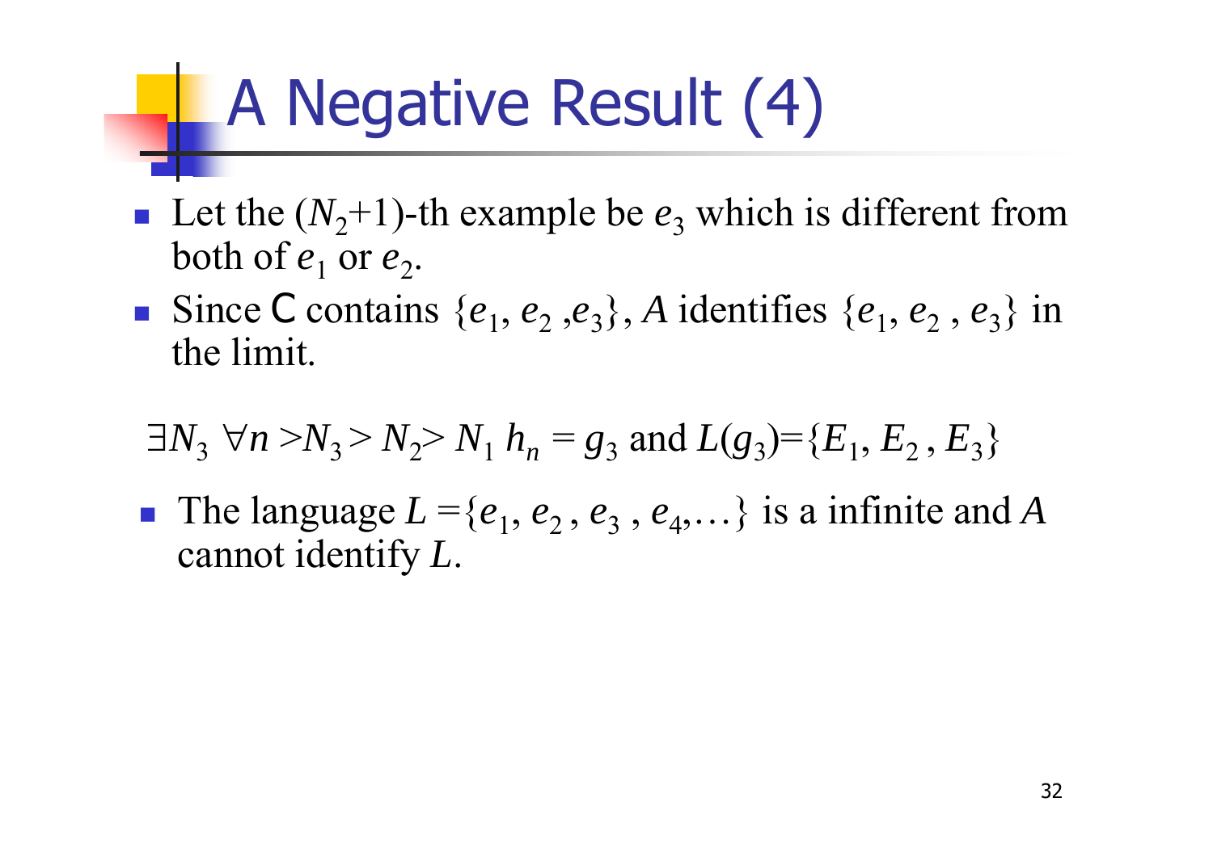# A Negative Result (4)

- Let the ($N_2$+1)-th example be $e_3$ which is different from both of $e_1$ or $e_2$.
- Since C contains $\{e_1, e_2, e_3\}$, $A$ identifies $\{e_1, e_2, e_3\}$ in the limit.

$$\exists N_3 \ \forall n > N_3 > N_2 > N_1 \ h_n = g_3 \text{ and } L(g_3) = \{E_1, E_2, E_3\}$$

- The language $L = \{e_1, e_2, e_3, e_4, \ldots\}$ is a infinite and $A$ cannot identify $L$.